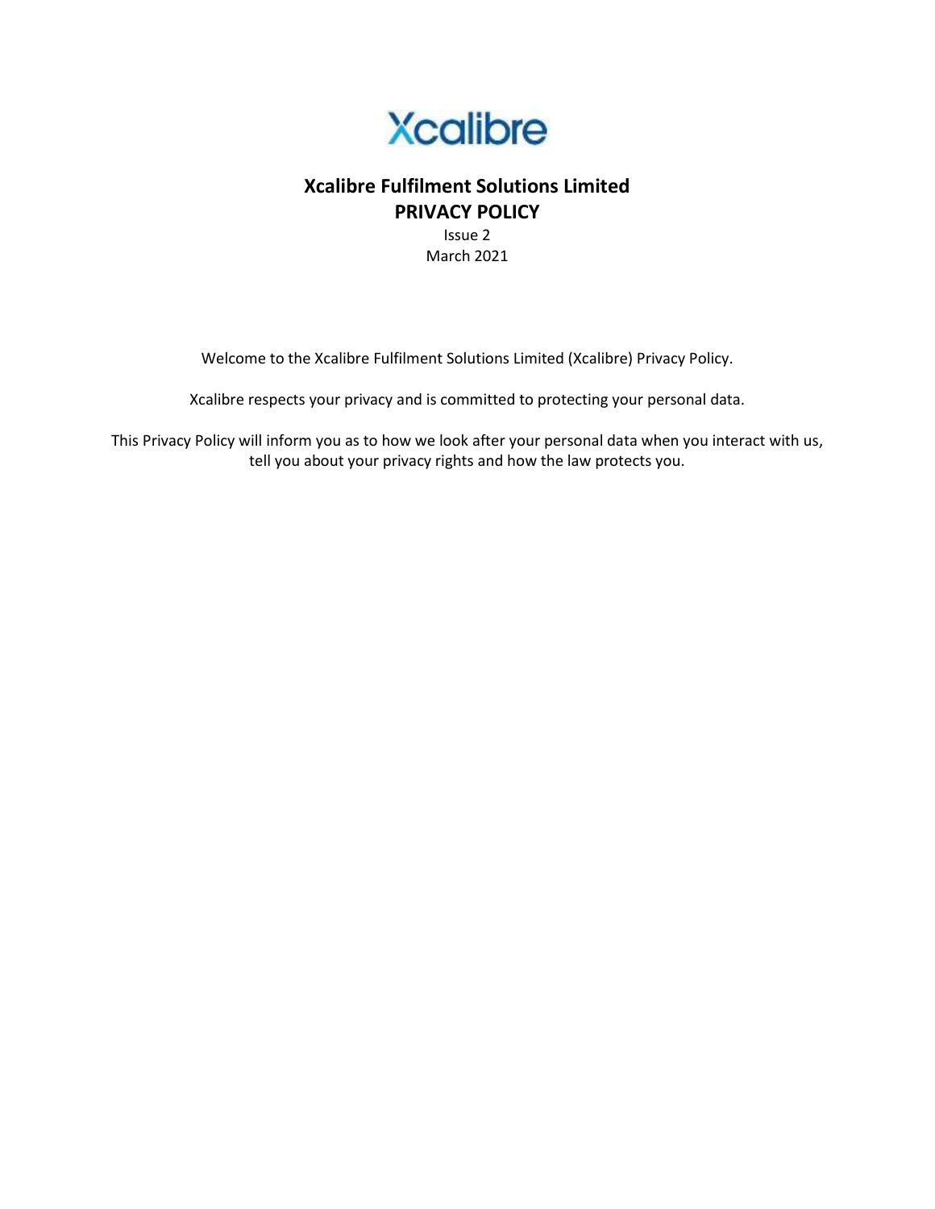Xcalibre

# Xcalibre Fulfilment Solutions Limited

## PRIVACY POLICY

Issue 2

March 2021

Welcome to the Xcalibre Fulfilment Solutions Limited (Xcalibre) Privacy Policy.

Xcalibre respects your privacy and is committed to protecting your personal data.

This Privacy Policy will inform you as to how we look after your personal data when you interact with us, tell you about your privacy rights and how the law protects you.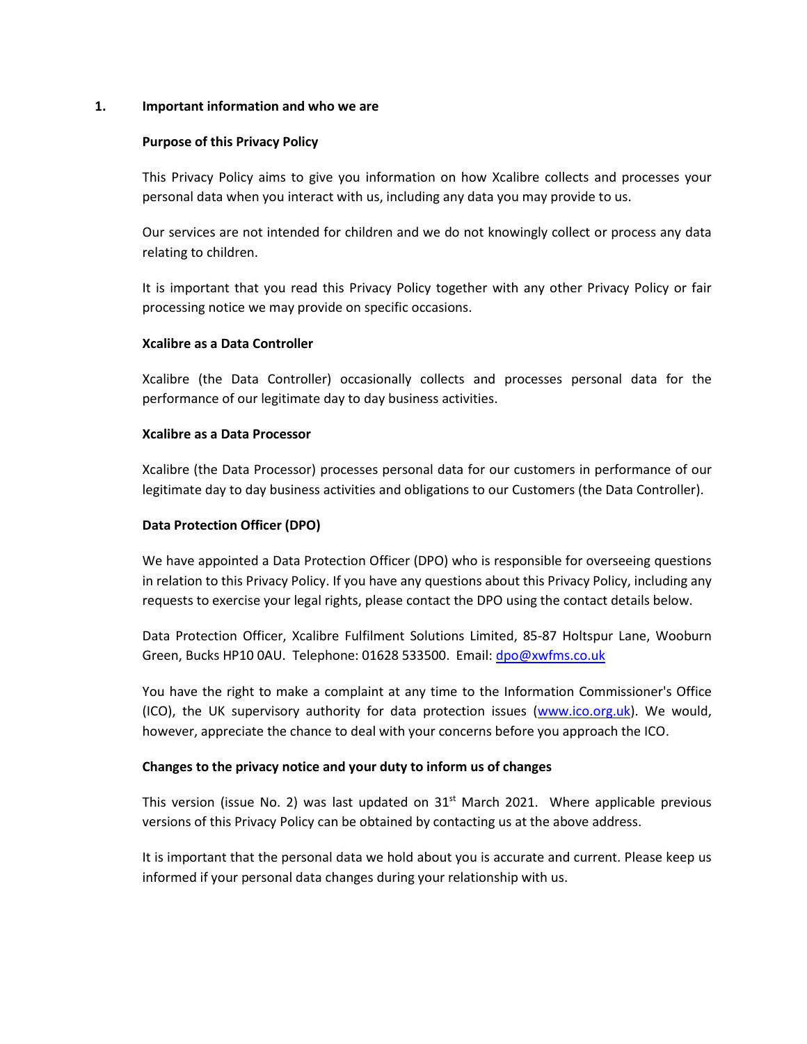## 1. Important information and who we are

### Purpose of this Privacy Policy

This Privacy Policy aims to give you information on how Xcalibre collects and processes your personal data when you interact with us, including any data you may provide to us.

Our services are not intended for children and we do not knowingly collect or process any data relating to children.

It is important that you read this Privacy Policy together with any other Privacy Policy or fair processing notice we may provide on specific occasions.

### Xcalibre as a Data Controller

Xcalibre (the Data Controller) occasionally collects and processes personal data for the performance of our legitimate day to day business activities.

### Xcalibre as a Data Processor

Xcalibre (the Data Processor) processes personal data for our customers in performance of our legitimate day to day business activities and obligations to our Customers (the Data Controller).

### Data Protection Officer (DPO)

We have appointed a Data Protection Officer (DPO) who is responsible for overseeing questions in relation to this Privacy Policy. If you have any questions about this Privacy Policy, including any requests to exercise your legal rights, please contact the DPO using the contact details below.

Data Protection Officer, Xcalibre Fulfilment Solutions Limited, 85-87 Holtspur Lane, Wooburn Green, Bucks HP10 0AU. Telephone: 01628 533500. Email: [dpo@xwfms.co.uk](mailto:dpo@xwfms.co.uk)

You have the right to make a complaint at any time to the Information Commissioner's Office (ICO), the UK supervisory authority for data protection issues ([www.ico.org.uk](http://www.ico.org.uk)). We would, however, appreciate the chance to deal with your concerns before you approach the ICO.

### Changes to the privacy notice and your duty to inform us of changes

This version (issue No. 2) was last updated on 31st March 2021. Where applicable previous versions of this Privacy Policy can be obtained by contacting us at the above address.

It is important that the personal data we hold about you is accurate and current. Please keep us informed if your personal data changes during your relationship with us.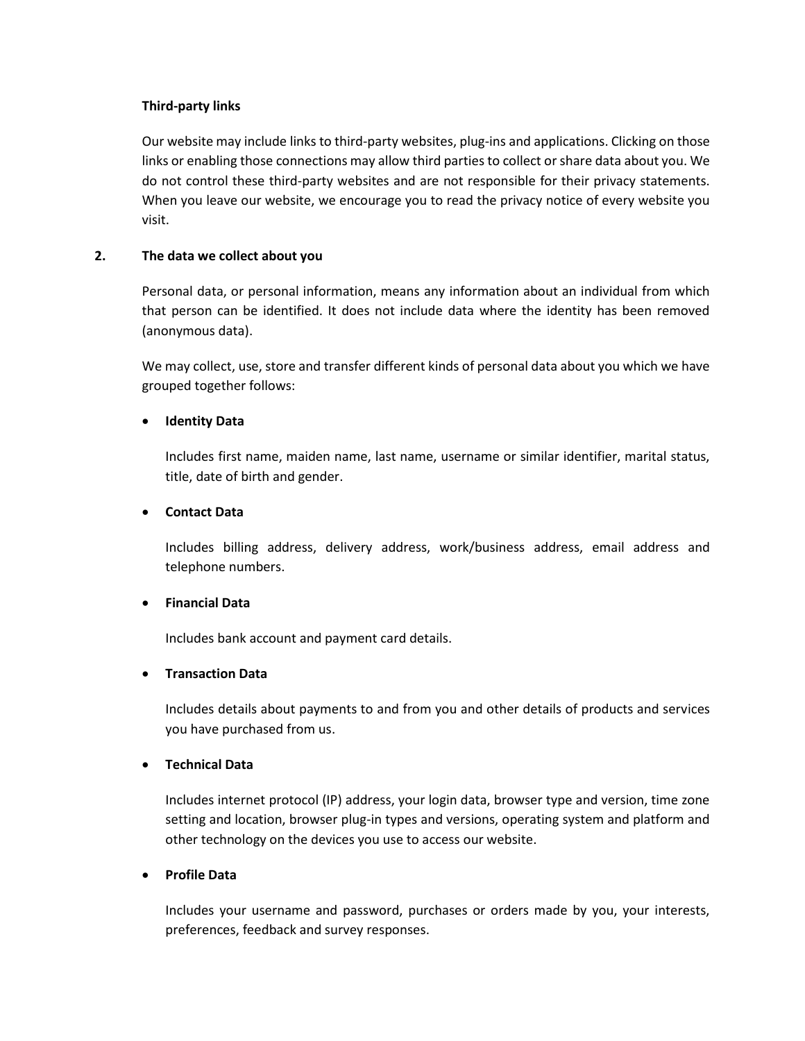**Third-party links**

Our website may include links to third-party websites, plug-ins and applications. Clicking on those links or enabling those connections may allow third parties to collect or share data about you. We do not control these third-party websites and are not responsible for their privacy statements. When you leave our website, we encourage you to read the privacy notice of every website you visit.

## 2. The data we collect about you

Personal data, or personal information, means any information about an individual from which that person can be identified. It does not include data where the identity has been removed (anonymous data).

We may collect, use, store and transfer different kinds of personal data about you which we have grouped together follows:

- **Identity Data**

  Includes first name, maiden name, last name, username or similar identifier, marital status, title, date of birth and gender.

- **Contact Data**

  Includes billing address, delivery address, work/business address, email address and telephone numbers.

- **Financial Data**

  Includes bank account and payment card details.

- **Transaction Data**

  Includes details about payments to and from you and other details of products and services you have purchased from us.

- **Technical Data**

  Includes internet protocol (IP) address, your login data, browser type and version, time zone setting and location, browser plug-in types and versions, operating system and platform and other technology on the devices you use to access our website.

- **Profile Data**

  Includes your username and password, purchases or orders made by you, your interests, preferences, feedback and survey responses.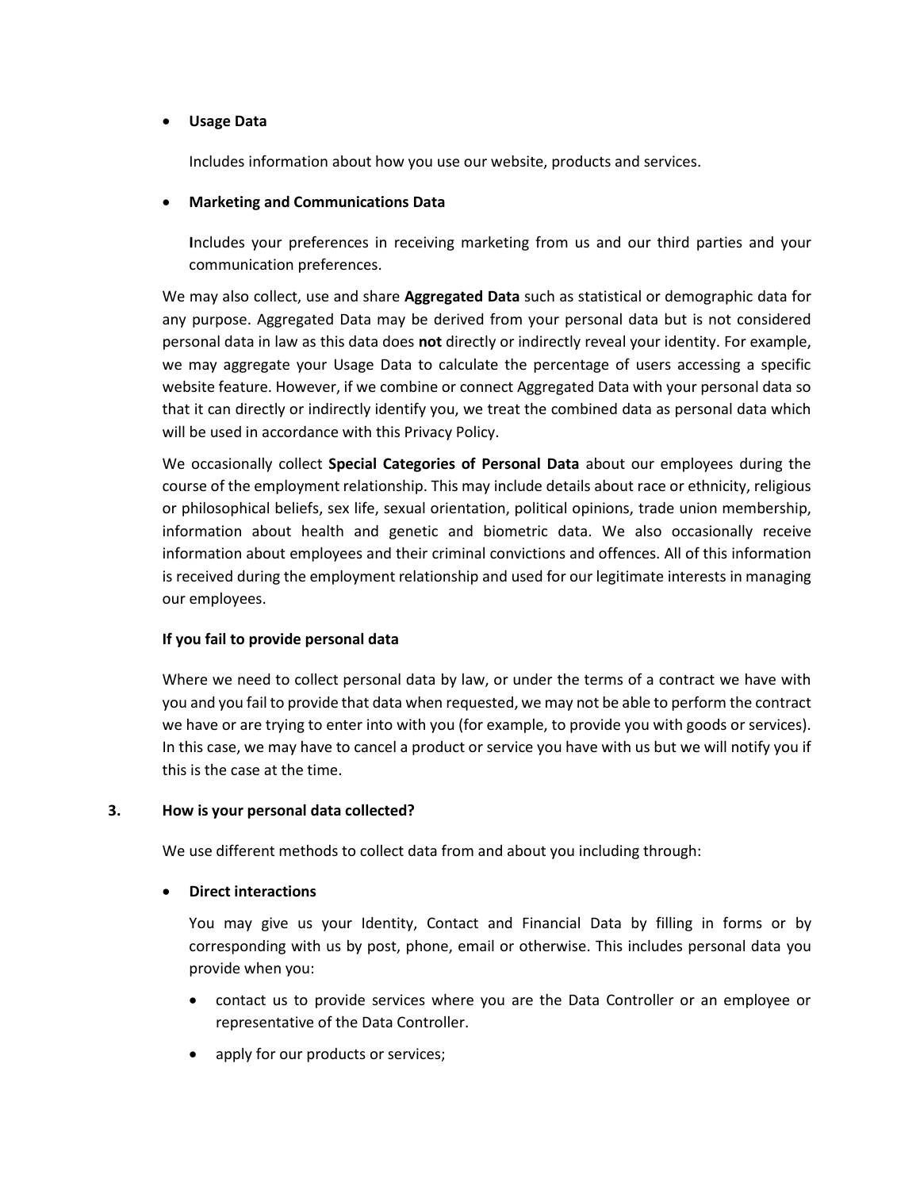- **Usage Data**

  Includes information about how you use our website, products and services.

- **Marketing and Communications Data**

  **I**ncludes your preferences in receiving marketing from us and our third parties and your communication preferences.

We may also collect, use and share **Aggregated Data** such as statistical or demographic data for any purpose. Aggregated Data may be derived from your personal data but is not considered personal data in law as this data does **not** directly or indirectly reveal your identity. For example, we may aggregate your Usage Data to calculate the percentage of users accessing a specific website feature. However, if we combine or connect Aggregated Data with your personal data so that it can directly or indirectly identify you, we treat the combined data as personal data which will be used in accordance with this Privacy Policy.

We occasionally collect **Special Categories of Personal Data** about our employees during the course of the employment relationship. This may include details about race or ethnicity, religious or philosophical beliefs, sex life, sexual orientation, political opinions, trade union membership, information about health and genetic and biometric data. We also occasionally receive information about employees and their criminal convictions and offences. All of this information is received during the employment relationship and used for our legitimate interests in managing our employees.

**If you fail to provide personal data**

Where we need to collect personal data by law, or under the terms of a contract we have with you and you fail to provide that data when requested, we may not be able to perform the contract we have or are trying to enter into with you (for example, to provide you with goods or services). In this case, we may have to cancel a product or service you have with us but we will notify you if this is the case at the time.

## 3. How is your personal data collected?

We use different methods to collect data from and about you including through:

- **Direct interactions**

  You may give us your Identity, Contact and Financial Data by filling in forms or by corresponding with us by post, phone, email or otherwise. This includes personal data you provide when you:

  - contact us to provide services where you are the Data Controller or an employee or representative of the Data Controller.
  - apply for our products or services;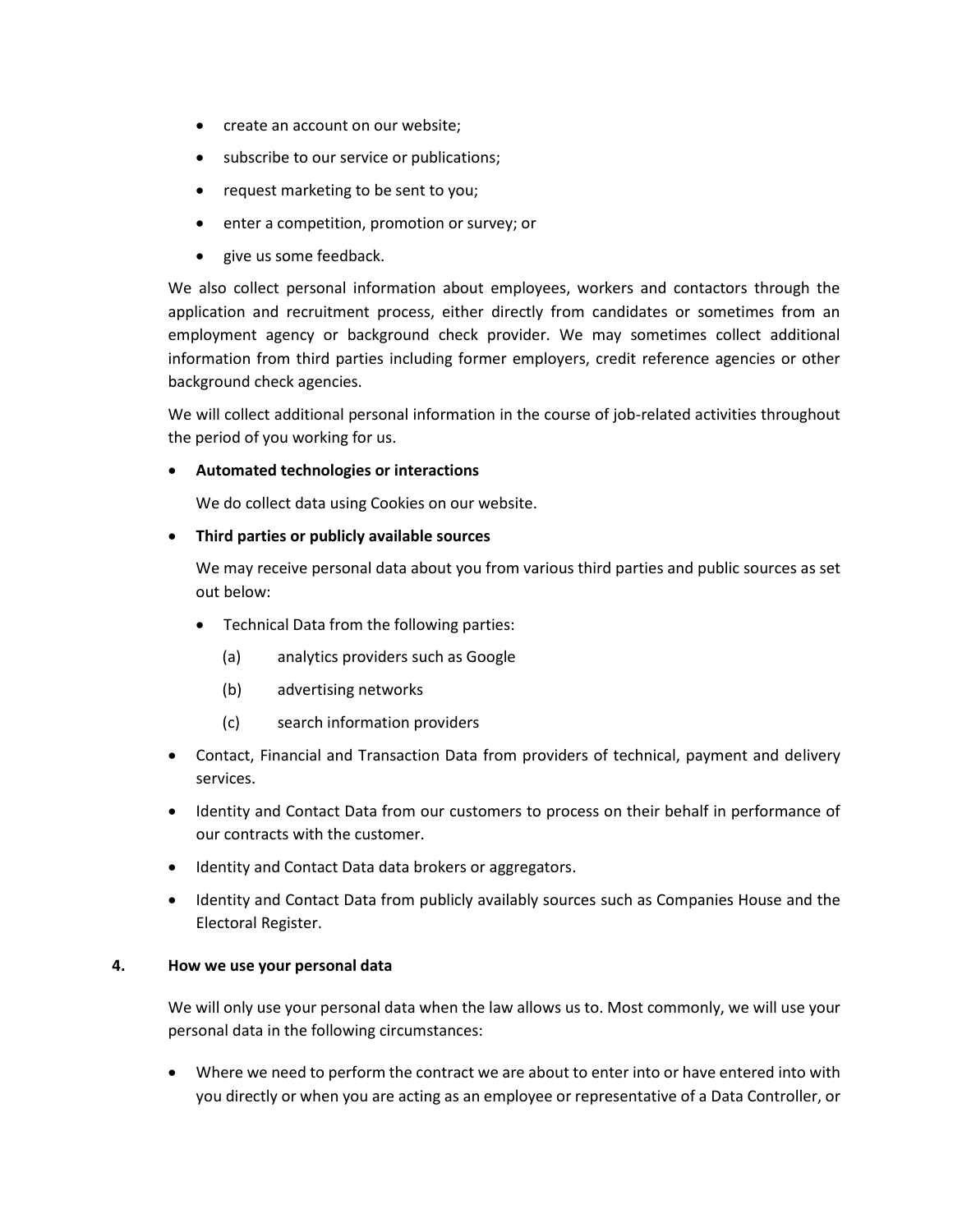- create an account on our website;
- subscribe to our service or publications;
- request marketing to be sent to you;
- enter a competition, promotion or survey; or
- give us some feedback.

We also collect personal information about employees, workers and contactors through the application and recruitment process, either directly from candidates or sometimes from an employment agency or background check provider. We may sometimes collect additional information from third parties including former employers, credit reference agencies or other background check agencies.

We will collect additional personal information in the course of job-related activities throughout the period of you working for us.

- **Automated technologies or interactions**

  We do collect data using Cookies on our website.

- **Third parties or publicly available sources**

  We may receive personal data about you from various third parties and public sources as set out below:

  - Technical Data from the following parties:

    (a) analytics providers such as Google

    (b) advertising networks

    (c) search information providers

- Contact, Financial and Transaction Data from providers of technical, payment and delivery services.
- Identity and Contact Data from our customers to process on their behalf in performance of our contracts with the customer.
- Identity and Contact Data data brokers or aggregators.
- Identity and Contact Data from publicly availably sources such as Companies House and the Electoral Register.

## 4. How we use your personal data

We will only use your personal data when the law allows us to. Most commonly, we will use your personal data in the following circumstances:

- Where we need to perform the contract we are about to enter into or have entered into with you directly or when you are acting as an employee or representative of a Data Controller, or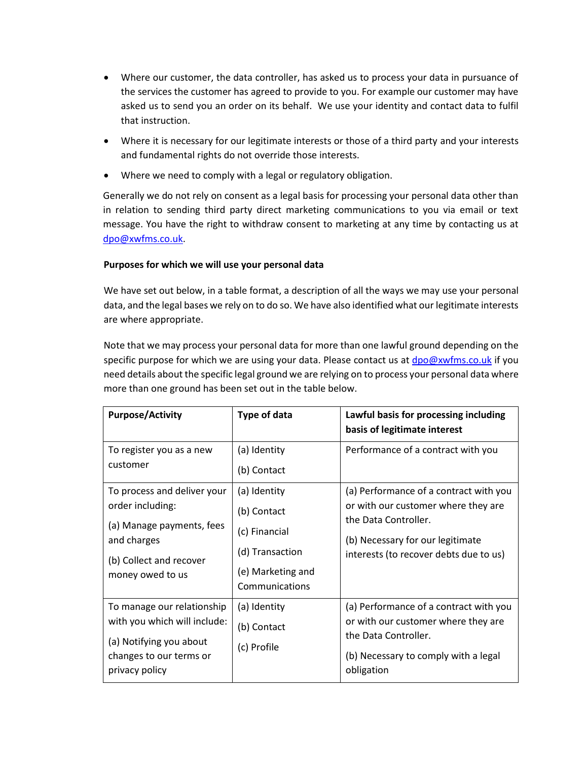- Where our customer, the data controller, has asked us to process your data in pursuance of the services the customer has agreed to provide to you. For example our customer may have asked us to send you an order on its behalf. We use your identity and contact data to fulfil that instruction.
- Where it is necessary for our legitimate interests or those of a third party and your interests and fundamental rights do not override those interests.
- Where we need to comply with a legal or regulatory obligation.

Generally we do not rely on consent as a legal basis for processing your personal data other than in relation to sending third party direct marketing communications to you via email or text message. You have the right to withdraw consent to marketing at any time by contacting us at dpo@xwfms.co.uk.

**Purposes for which we will use your personal data**

We have set out below, in a table format, a description of all the ways we may use your personal data, and the legal bases we rely on to do so. We have also identified what our legitimate interests are where appropriate.

Note that we may process your personal data for more than one lawful ground depending on the specific purpose for which we are using your data. Please contact us at dpo@xwfms.co.uk if you need details about the specific legal ground we are relying on to process your personal data where more than one ground has been set out in the table below.

| **Purpose/Activity** | **Type of data** | **Lawful basis for processing including basis of legitimate interest** |
|---|---|---|
| To register you as a new customer | (a) Identity<br>(b) Contact | Performance of a contract with you |
| To process and deliver your order including:<br>(a) Manage payments, fees and charges<br>(b) Collect and recover money owed to us | (a) Identity<br>(b) Contact<br>(c) Financial<br>(d) Transaction<br>(e) Marketing and Communications | (a) Performance of a contract with you or with our customer where they are the Data Controller.<br>(b) Necessary for our legitimate interests (to recover debts due to us) |
| To manage our relationship with you which will include:<br>(a) Notifying you about changes to our terms or privacy policy | (a) Identity<br>(b) Contact<br>(c) Profile | (a) Performance of a contract with you or with our customer where they are the Data Controller.<br>(b) Necessary to comply with a legal obligation |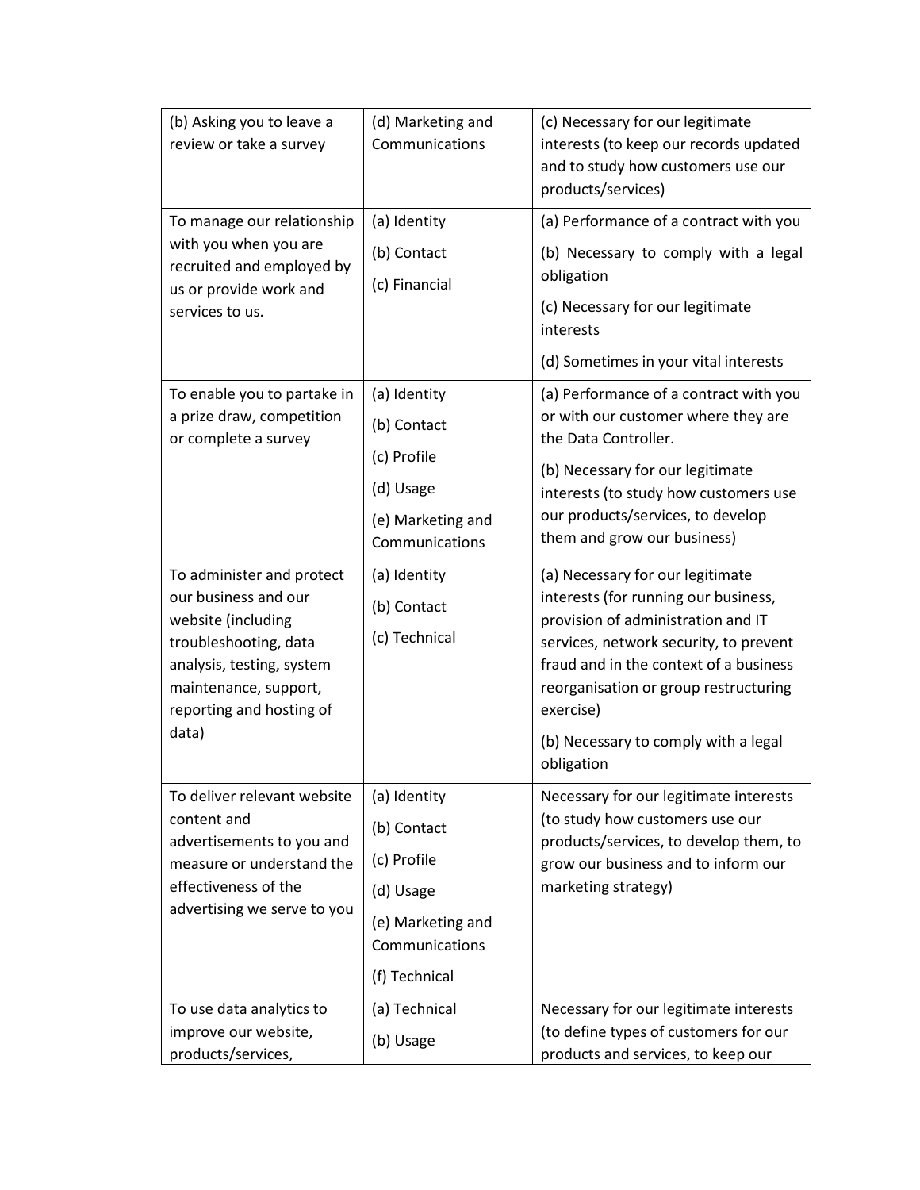| | | |
|---|---|---|
| (b) Asking you to leave a review or take a survey | (d) Marketing and Communications | (c) Necessary for our legitimate interests (to keep our records updated and to study how customers use our products/services) |
| To manage our relationship with you when you are recruited and employed by us or provide work and services to us. | (a) Identity<br>(b) Contact<br>(c) Financial | (a) Performance of a contract with you<br>(b) Necessary to comply with a legal obligation<br>(c) Necessary for our legitimate interests<br>(d) Sometimes in your vital interests |
| To enable you to partake in a prize draw, competition or complete a survey | (a) Identity<br>(b) Contact<br>(c) Profile<br>(d) Usage<br>(e) Marketing and Communications | (a) Performance of a contract with you or with our customer where they are the Data Controller.<br>(b) Necessary for our legitimate interests (to study how customers use our products/services, to develop them and grow our business) |
| To administer and protect our business and our website (including troubleshooting, data analysis, testing, system maintenance, support, reporting and hosting of data) | (a) Identity<br>(b) Contact<br>(c) Technical | (a) Necessary for our legitimate interests (for running our business, provision of administration and IT services, network security, to prevent fraud and in the context of a business reorganisation or group restructuring exercise)<br>(b) Necessary to comply with a legal obligation |
| To deliver relevant website content and advertisements to you and measure or understand the effectiveness of the advertising we serve to you | (a) Identity<br>(b) Contact<br>(c) Profile<br>(d) Usage<br>(e) Marketing and Communications<br>(f) Technical | Necessary for our legitimate interests (to study how customers use our products/services, to develop them, to grow our business and to inform our marketing strategy) |
| To use data analytics to improve our website, products/services, | (a) Technical<br>(b) Usage | Necessary for our legitimate interests (to define types of customers for our products and services, to keep our |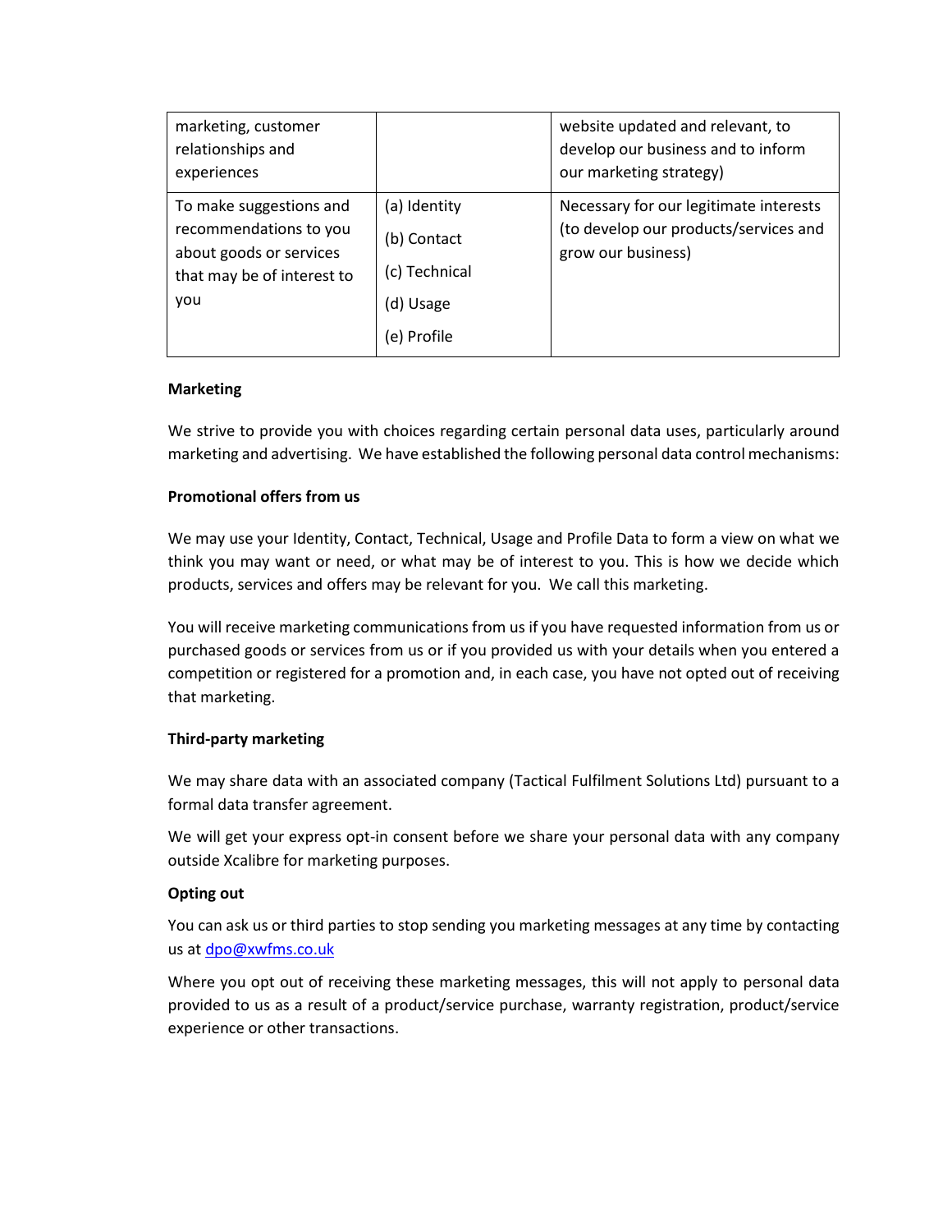| | | |
|---|---|---|
| marketing, customer relationships and experiences | | website updated and relevant, to develop our business and to inform our marketing strategy) |
| To make suggestions and recommendations to you about goods or services that may be of interest to you | (a) Identity<br>(b) Contact<br>(c) Technical<br>(d) Usage<br>(e) Profile | Necessary for our legitimate interests (to develop our products/services and grow our business) |

**Marketing**

We strive to provide you with choices regarding certain personal data uses, particularly around marketing and advertising. We have established the following personal data control mechanisms:

**Promotional offers from us**

We may use your Identity, Contact, Technical, Usage and Profile Data to form a view on what we think you may want or need, or what may be of interest to you. This is how we decide which products, services and offers may be relevant for you. We call this marketing.

You will receive marketing communications from us if you have requested information from us or purchased goods or services from us or if you provided us with your details when you entered a competition or registered for a promotion and, in each case, you have not opted out of receiving that marketing.

**Third-party marketing**

We may share data with an associated company (Tactical Fulfilment Solutions Ltd) pursuant to a formal data transfer agreement.

We will get your express opt-in consent before we share your personal data with any company outside Xcalibre for marketing purposes.

**Opting out**

You can ask us or third parties to stop sending you marketing messages at any time by contacting us at dpo@xwfms.co.uk

Where you opt out of receiving these marketing messages, this will not apply to personal data provided to us as a result of a product/service purchase, warranty registration, product/service experience or other transactions.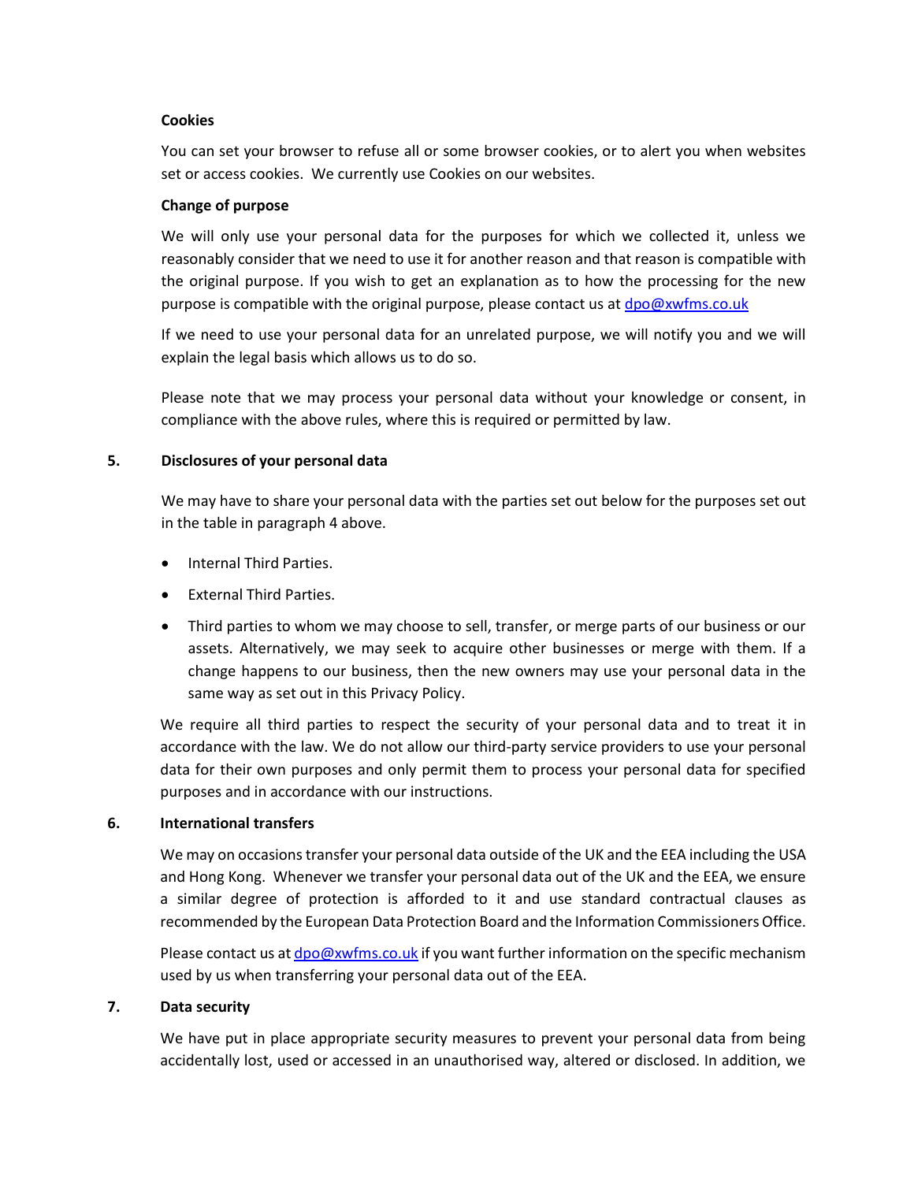**Cookies**

You can set your browser to refuse all or some browser cookies, or to alert you when websites set or access cookies. We currently use Cookies on our websites.

**Change of purpose**

We will only use your personal data for the purposes for which we collected it, unless we reasonably consider that we need to use it for another reason and that reason is compatible with the original purpose. If you wish to get an explanation as to how the processing for the new purpose is compatible with the original purpose, please contact us at dpo@xwfms.co.uk

If we need to use your personal data for an unrelated purpose, we will notify you and we will explain the legal basis which allows us to do so.

Please note that we may process your personal data without your knowledge or consent, in compliance with the above rules, where this is required or permitted by law.

## 5. Disclosures of your personal data

We may have to share your personal data with the parties set out below for the purposes set out in the table in paragraph 4 above.

- Internal Third Parties.
- External Third Parties.
- Third parties to whom we may choose to sell, transfer, or merge parts of our business or our assets. Alternatively, we may seek to acquire other businesses or merge with them. If a change happens to our business, then the new owners may use your personal data in the same way as set out in this Privacy Policy.

We require all third parties to respect the security of your personal data and to treat it in accordance with the law. We do not allow our third-party service providers to use your personal data for their own purposes and only permit them to process your personal data for specified purposes and in accordance with our instructions.

## 6. International transfers

We may on occasions transfer your personal data outside of the UK and the EEA including the USA and Hong Kong. Whenever we transfer your personal data out of the UK and the EEA, we ensure a similar degree of protection is afforded to it and use standard contractual clauses as recommended by the European Data Protection Board and the Information Commissioners Office.

Please contact us at dpo@xwfms.co.uk if you want further information on the specific mechanism used by us when transferring your personal data out of the EEA.

## 7. Data security

We have put in place appropriate security measures to prevent your personal data from being accidentally lost, used or accessed in an unauthorised way, altered or disclosed. In addition, we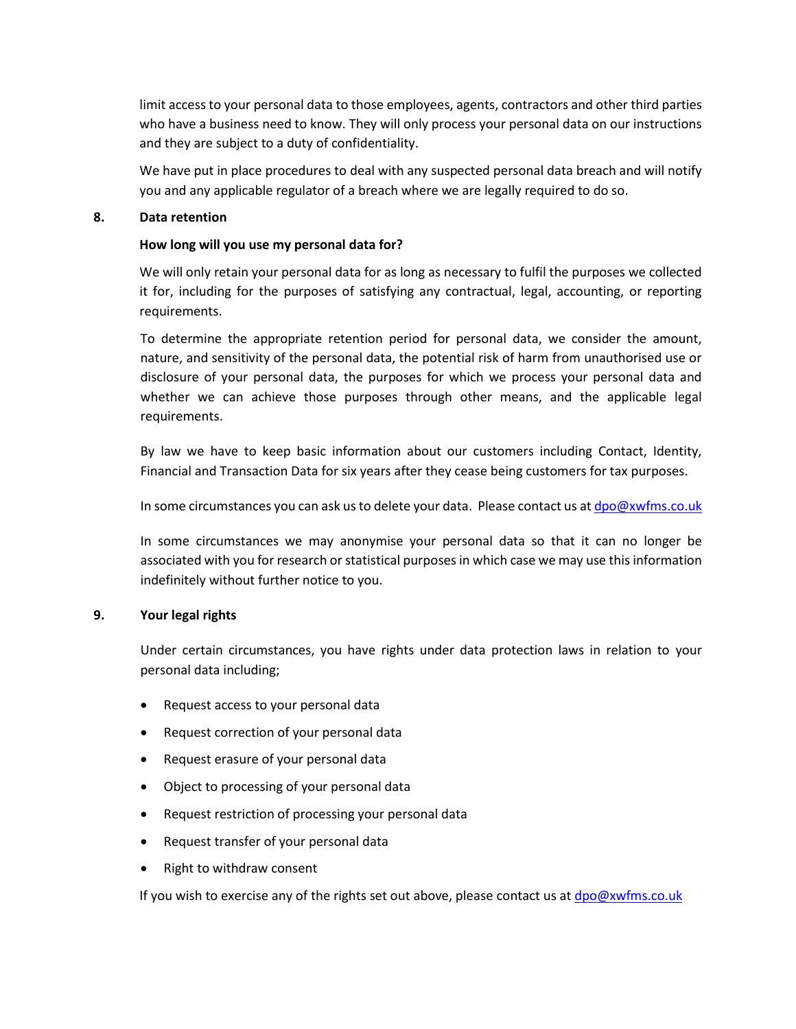limit access to your personal data to those employees, agents, contractors and other third parties who have a business need to know. They will only process your personal data on our instructions and they are subject to a duty of confidentiality.

We have put in place procedures to deal with any suspected personal data breach and will notify you and any applicable regulator of a breach where we are legally required to do so.

## 8. Data retention

**How long will you use my personal data for?**

We will only retain your personal data for as long as necessary to fulfil the purposes we collected it for, including for the purposes of satisfying any contractual, legal, accounting, or reporting requirements.

To determine the appropriate retention period for personal data, we consider the amount, nature, and sensitivity of the personal data, the potential risk of harm from unauthorised use or disclosure of your personal data, the purposes for which we process your personal data and whether we can achieve those purposes through other means, and the applicable legal requirements.

By law we have to keep basic information about our customers including Contact, Identity, Financial and Transaction Data for six years after they cease being customers for tax purposes.

In some circumstances you can ask us to delete your data. Please contact us at dpo@xwfms.co.uk

In some circumstances we may anonymise your personal data so that it can no longer be associated with you for research or statistical purposes in which case we may use this information indefinitely without further notice to you.

## 9. Your legal rights

Under certain circumstances, you have rights under data protection laws in relation to your personal data including;

- Request access to your personal data
- Request correction of your personal data
- Request erasure of your personal data
- Object to processing of your personal data
- Request restriction of processing your personal data
- Request transfer of your personal data
- Right to withdraw consent

If you wish to exercise any of the rights set out above, please contact us at dpo@xwfms.co.uk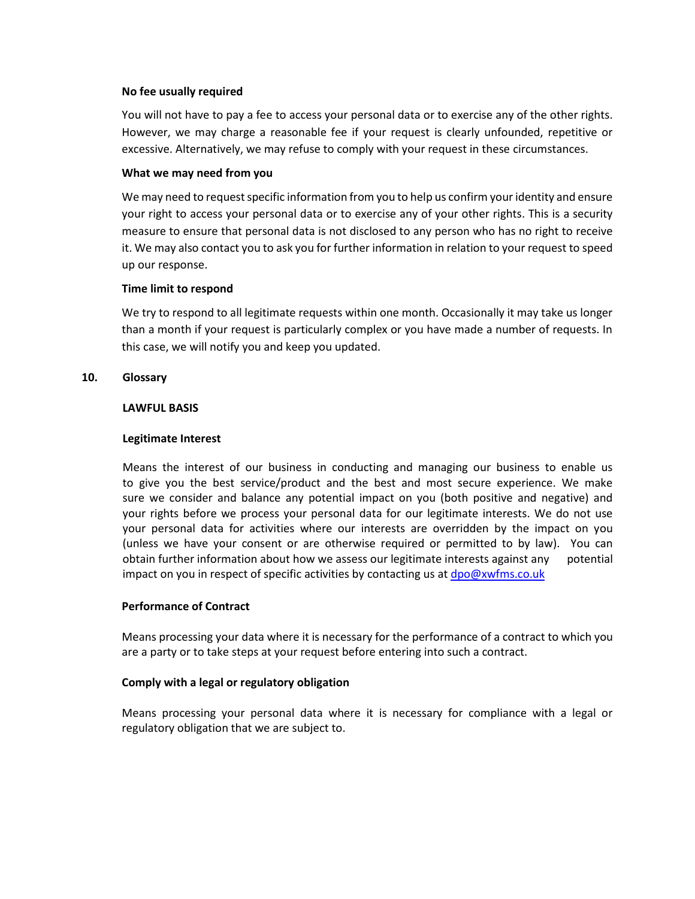**No fee usually required**

You will not have to pay a fee to access your personal data or to exercise any of the other rights. However, we may charge a reasonable fee if your request is clearly unfounded, repetitive or excessive. Alternatively, we may refuse to comply with your request in these circumstances.

**What we may need from you**

We may need to request specific information from you to help us confirm your identity and ensure your right to access your personal data or to exercise any of your other rights. This is a security measure to ensure that personal data is not disclosed to any person who has no right to receive it. We may also contact you to ask you for further information in relation to your request to speed up our response.

**Time limit to respond**

We try to respond to all legitimate requests within one month. Occasionally it may take us longer than a month if your request is particularly complex or you have made a number of requests. In this case, we will notify you and keep you updated.

## 10. Glossary

**LAWFUL BASIS**

**Legitimate Interest**

Means the interest of our business in conducting and managing our business to enable us to give you the best service/product and the best and most secure experience. We make sure we consider and balance any potential impact on you (both positive and negative) and your rights before we process your personal data for our legitimate interests. We do not use your personal data for activities where our interests are overridden by the impact on you (unless we have your consent or are otherwise required or permitted to by law). You can obtain further information about how we assess our legitimate interests against any potential impact on you in respect of specific activities by contacting us at dpo@xwfms.co.uk

**Performance of Contract**

Means processing your data where it is necessary for the performance of a contract to which you are a party or to take steps at your request before entering into such a contract.

**Comply with a legal or regulatory obligation**

Means processing your personal data where it is necessary for compliance with a legal or regulatory obligation that we are subject to.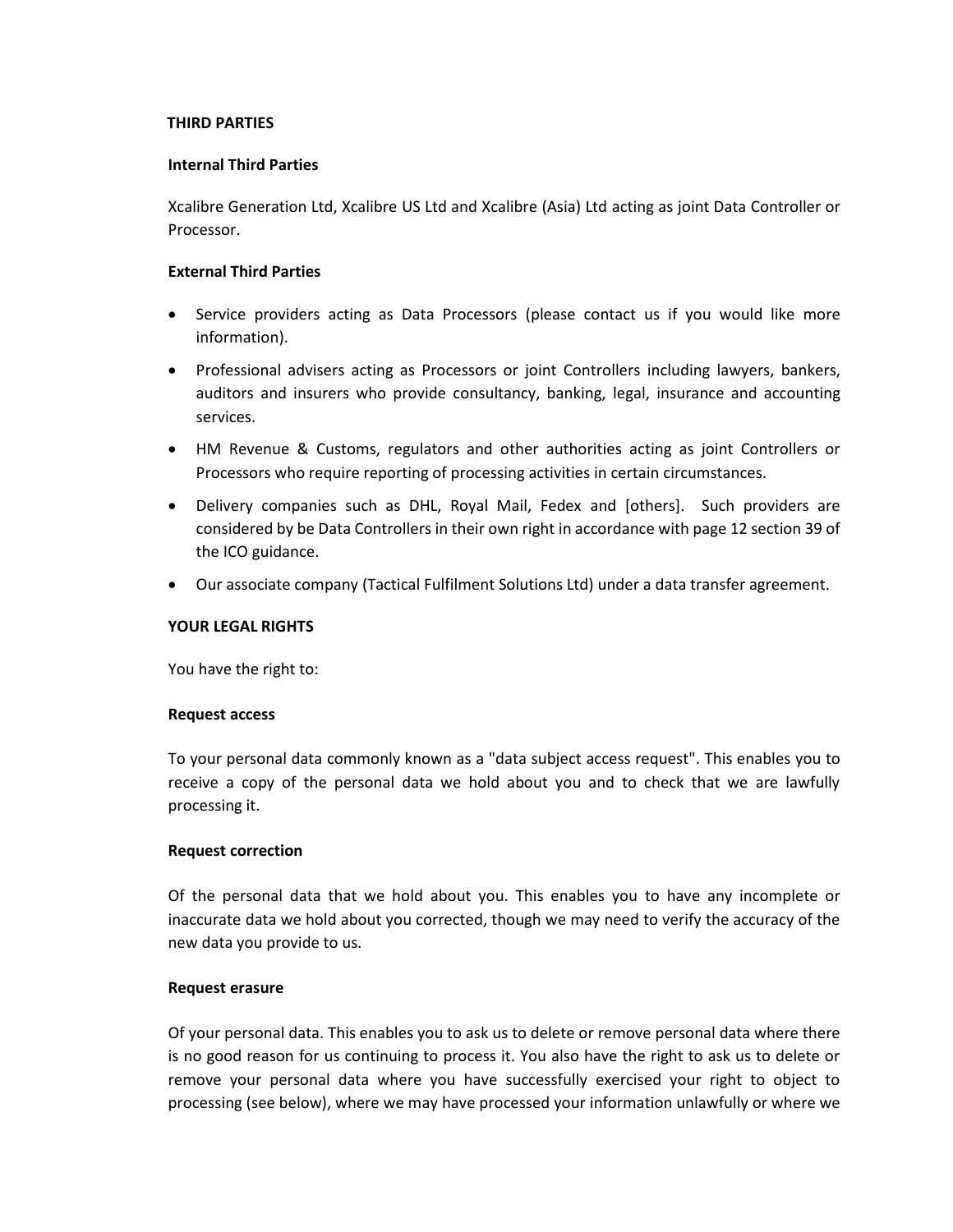## THIRD PARTIES

### Internal Third Parties

Xcalibre Generation Ltd, Xcalibre US Ltd and Xcalibre (Asia) Ltd acting as joint Data Controller or Processor.

### External Third Parties

- Service providers acting as Data Processors (please contact us if you would like more information).
- Professional advisers acting as Processors or joint Controllers including lawyers, bankers, auditors and insurers who provide consultancy, banking, legal, insurance and accounting services.
- HM Revenue & Customs, regulators and other authorities acting as joint Controllers or Processors who require reporting of processing activities in certain circumstances.
- Delivery companies such as DHL, Royal Mail, Fedex and [others]. Such providers are considered by be Data Controllers in their own right in accordance with page 12 section 39 of the ICO guidance.
- Our associate company (Tactical Fulfilment Solutions Ltd) under a data transfer agreement.

## YOUR LEGAL RIGHTS

You have the right to:

### Request access

To your personal data commonly known as a "data subject access request". This enables you to receive a copy of the personal data we hold about you and to check that we are lawfully processing it.

### Request correction

Of the personal data that we hold about you. This enables you to have any incomplete or inaccurate data we hold about you corrected, though we may need to verify the accuracy of the new data you provide to us.

### Request erasure

Of your personal data. This enables you to ask us to delete or remove personal data where there is no good reason for us continuing to process it. You also have the right to ask us to delete or remove your personal data where you have successfully exercised your right to object to processing (see below), where we may have processed your information unlawfully or where we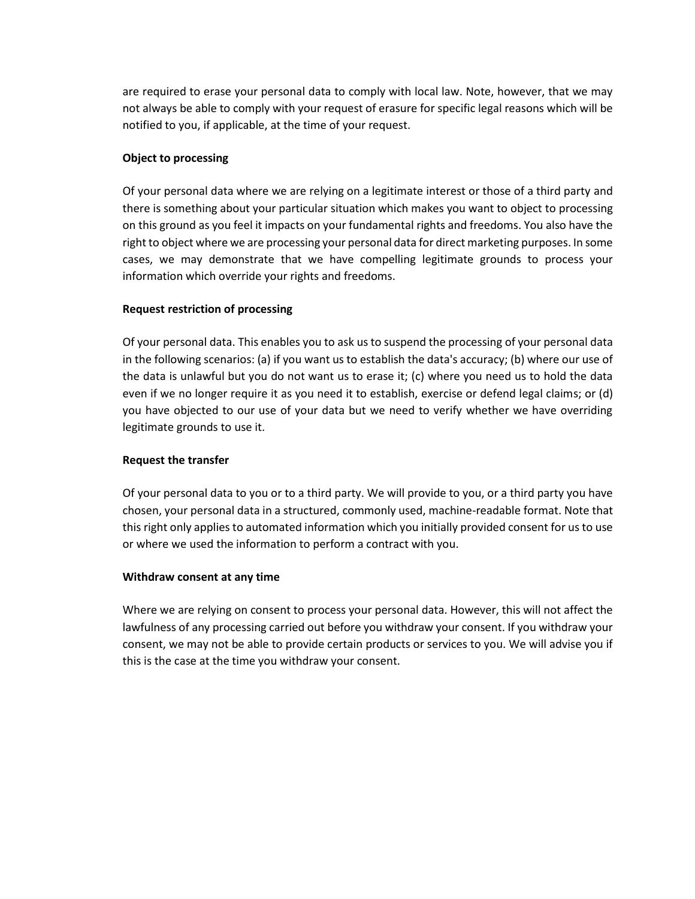are required to erase your personal data to comply with local law. Note, however, that we may not always be able to comply with your request of erasure for specific legal reasons which will be notified to you, if applicable, at the time of your request.

**Object to processing**

Of your personal data where we are relying on a legitimate interest or those of a third party and there is something about your particular situation which makes you want to object to processing on this ground as you feel it impacts on your fundamental rights and freedoms. You also have the right to object where we are processing your personal data for direct marketing purposes. In some cases, we may demonstrate that we have compelling legitimate grounds to process your information which override your rights and freedoms.

**Request restriction of processing**

Of your personal data. This enables you to ask us to suspend the processing of your personal data in the following scenarios: (a) if you want us to establish the data's accuracy; (b) where our use of the data is unlawful but you do not want us to erase it; (c) where you need us to hold the data even if we no longer require it as you need it to establish, exercise or defend legal claims; or (d) you have objected to our use of your data but we need to verify whether we have overriding legitimate grounds to use it.

**Request the transfer**

Of your personal data to you or to a third party. We will provide to you, or a third party you have chosen, your personal data in a structured, commonly used, machine-readable format. Note that this right only applies to automated information which you initially provided consent for us to use or where we used the information to perform a contract with you.

**Withdraw consent at any time**

Where we are relying on consent to process your personal data. However, this will not affect the lawfulness of any processing carried out before you withdraw your consent. If you withdraw your consent, we may not be able to provide certain products or services to you. We will advise you if this is the case at the time you withdraw your consent.